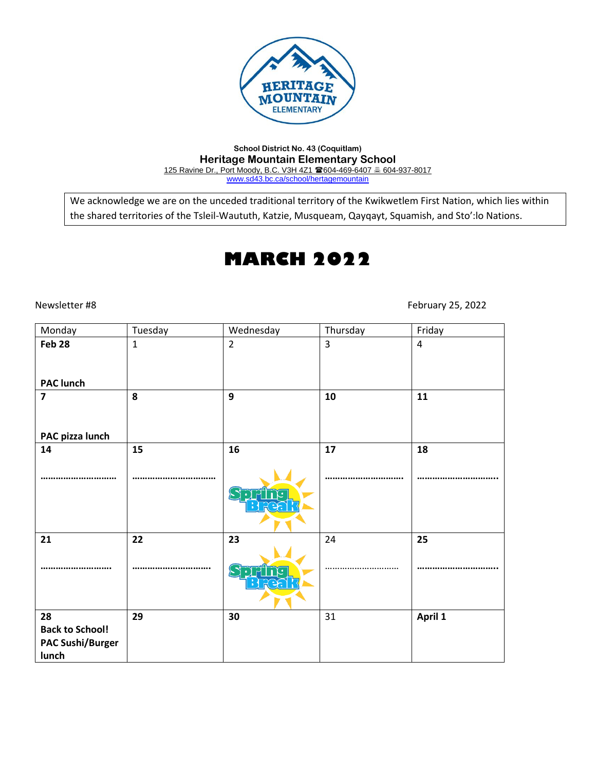School District No. 43 (Coquitlam)

**Heritage Mountain Elementary School**

125 Ravine Dr., Port Moody, B.C. V3H 4Z1 ☎604-469-6407 🖷 604-937-8017

www.sd43.bc.ca/school/hertagemountain

We acknowledge we are on the unceded traditional territory of the Kwikwetlem First Nation, which lies within the shared territories of the Tsleil-Waututh, Katzie, Musqueam, Qayqayt, Squamish, and Sto':lo Nations.

# MARCH 2022

Newsletter #8

February 25, 2022

| Monday | Tuesday | Wednesday | Thursday | Friday |
|---|---|---|---|---|
| **Feb 28** **PAC lunch** | 1 | 2 | 3 | 4 |
| **7** **PAC pizza lunch** | **8** | **9** | **10** | **11** |
| **14** ……………………… | **15** ………………………… | **16** Spring Break | **17** ……………………… | **18** ………………………… |
| **21** ……………………… | **22** ………………………… | **23** Spring Break | 24 ………………………… | **25** ………………………… |
| **28** **Back to School!** **PAC Sushi/Burger lunch** | **29** | **30** | 31 | **April 1** |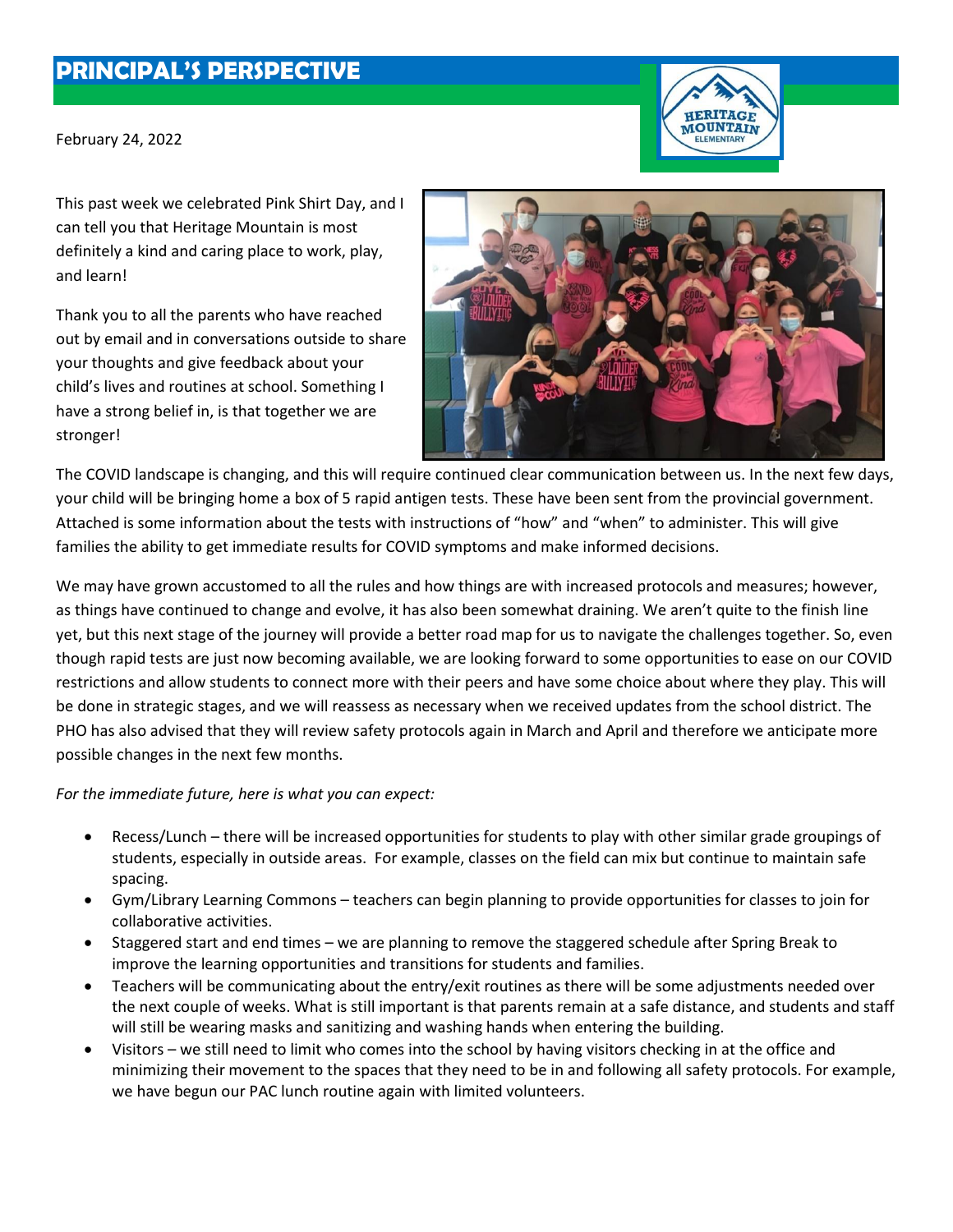# PRINCIPAL'S PERSPECTIVE

February 24, 2022

This past week we celebrated Pink Shirt Day, and I can tell you that Heritage Mountain is most definitely a kind and caring place to work, play, and learn!

Thank you to all the parents who have reached out by email and in conversations outside to share your thoughts and give feedback about your child's lives and routines at school. Something I have a strong belief in, is that together we are stronger!

The COVID landscape is changing, and this will require continued clear communication between us. In the next few days, your child will be bringing home a box of 5 rapid antigen tests. These have been sent from the provincial government. Attached is some information about the tests with instructions of "how" and "when" to administer. This will give families the ability to get immediate results for COVID symptoms and make informed decisions.

We may have grown accustomed to all the rules and how things are with increased protocols and measures; however, as things have continued to change and evolve, it has also been somewhat draining. We aren't quite to the finish line yet, but this next stage of the journey will provide a better road map for us to navigate the challenges together. So, even though rapid tests are just now becoming available, we are looking forward to some opportunities to ease on our COVID restrictions and allow students to connect more with their peers and have some choice about where they play. This will be done in strategic stages, and we will reassess as necessary when we received updates from the school district. The PHO has also advised that they will review safety protocols again in March and April and therefore we anticipate more possible changes in the next few months.

*For the immediate future, here is what you can expect:*

- Recess/Lunch – there will be increased opportunities for students to play with other similar grade groupings of students, especially in outside areas. For example, classes on the field can mix but continue to maintain safe spacing.
- Gym/Library Learning Commons – teachers can begin planning to provide opportunities for classes to join for collaborative activities.
- Staggered start and end times – we are planning to remove the staggered schedule after Spring Break to improve the learning opportunities and transitions for students and families.
- Teachers will be communicating about the entry/exit routines as there will be some adjustments needed over the next couple of weeks. What is still important is that parents remain at a safe distance, and students and staff will still be wearing masks and sanitizing and washing hands when entering the building.
- Visitors – we still need to limit who comes into the school by having visitors checking in at the office and minimizing their movement to the spaces that they need to be in and following all safety protocols. For example, we have begun our PAC lunch routine again with limited volunteers.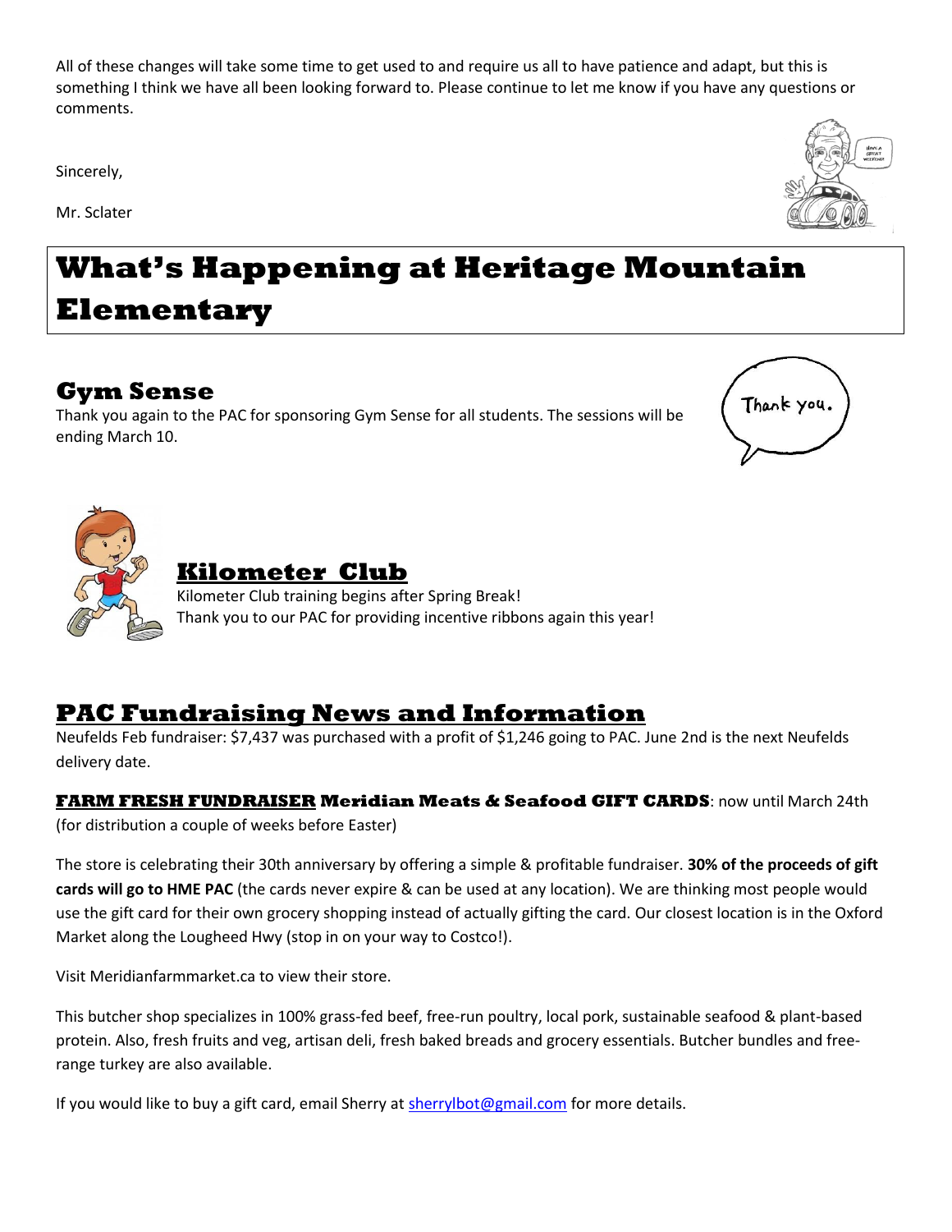All of these changes will take some time to get used to and require us all to have patience and adapt, but this is something I think we have all been looking forward to. Please continue to let me know if you have any questions or comments.

Sincerely,

Mr. Sclater

# What's Happening at Heritage Mountain Elementary

## Gym Sense

Thank you again to the PAC for sponsoring Gym Sense for all students. The sessions will be ending March 10.

## Kilometer Club

Kilometer Club training begins after Spring Break!
Thank you to our PAC for providing incentive ribbons again this year!

## PAC Fundraising News and Information

Neufelds Feb fundraiser: $7,437 was purchased with a profit of $1,246 going to PAC. June 2nd is the next Neufelds delivery date.

**FARM FRESH FUNDRAISER Meridian Meats & Seafood GIFT CARDS**: now until March 24th (for distribution a couple of weeks before Easter)

The store is celebrating their 30th anniversary by offering a simple & profitable fundraiser. **30% of the proceeds of gift cards will go to HME PAC** (the cards never expire & can be used at any location). We are thinking most people would use the gift card for their own grocery shopping instead of actually gifting the card. Our closest location is in the Oxford Market along the Lougheed Hwy (stop in on your way to Costco!).

Visit Meridianfarmmarket.ca to view their store.

This butcher shop specializes in 100% grass-fed beef, free-run poultry, local pork, sustainable seafood & plant-based protein. Also, fresh fruits and veg, artisan deli, fresh baked breads and grocery essentials. Butcher bundles and free-range turkey are also available.

If you would like to buy a gift card, email Sherry at sherrylbot@gmail.com for more details.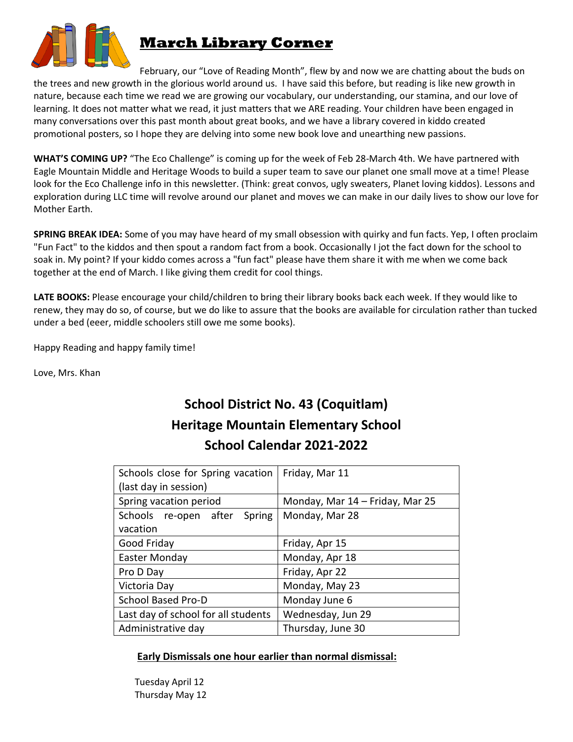# March Library Corner

February, our "Love of Reading Month", flew by and now we are chatting about the buds on the trees and new growth in the glorious world around us. I have said this before, but reading is like new growth in nature, because each time we read we are growing our vocabulary, our understanding, our stamina, and our love of learning. It does not matter what we read, it just matters that we ARE reading. Your children have been engaged in many conversations over this past month about great books, and we have a library covered in kiddo created promotional posters, so I hope they are delving into some new book love and unearthing new passions.

**WHAT'S COMING UP?** "The Eco Challenge" is coming up for the week of Feb 28-March 4th. We have partnered with Eagle Mountain Middle and Heritage Woods to build a super team to save our planet one small move at a time! Please look for the Eco Challenge info in this newsletter. (Think: great convos, ugly sweaters, Planet loving kiddos). Lessons and exploration during LLC time will revolve around our planet and moves we can make in our daily lives to show our love for Mother Earth.

**SPRING BREAK IDEA:** Some of you may have heard of my small obsession with quirky and fun facts. Yep, I often proclaim "Fun Fact" to the kiddos and then spout a random fact from a book. Occasionally I jot the fact down for the school to soak in. My point? If your kiddo comes across a "fun fact" please have them share it with me when we come back together at the end of March. I like giving them credit for cool things.

**LATE BOOKS:** Please encourage your child/children to bring their library books back each week. If they would like to renew, they may do so, of course, but we do like to assure that the books are available for circulation rather than tucked under a bed (eeer, middle schoolers still owe me some books).

Happy Reading and happy family time!

Love, Mrs. Khan

## School District No. 43 (Coquitlam)
## Heritage Mountain Elementary School
## School Calendar 2021-2022

| Schools close for Spring vacation (last day in session) | Friday, Mar 11 |
|---|---|
| Spring vacation period | Monday, Mar 14 – Friday, Mar 25 |
| Schools re-open after Spring vacation | Monday, Mar 28 |
| Good Friday | Friday, Apr 15 |
| Easter Monday | Monday, Apr 18 |
| Pro D Day | Friday, Apr 22 |
| Victoria Day | Monday, May 23 |
| School Based Pro-D | Monday June 6 |
| Last day of school for all students | Wednesday, Jun 29 |
| Administrative day | Thursday, June 30 |

**Early Dismissals one hour earlier than normal dismissal:**

Tuesday April 12
Thursday May 12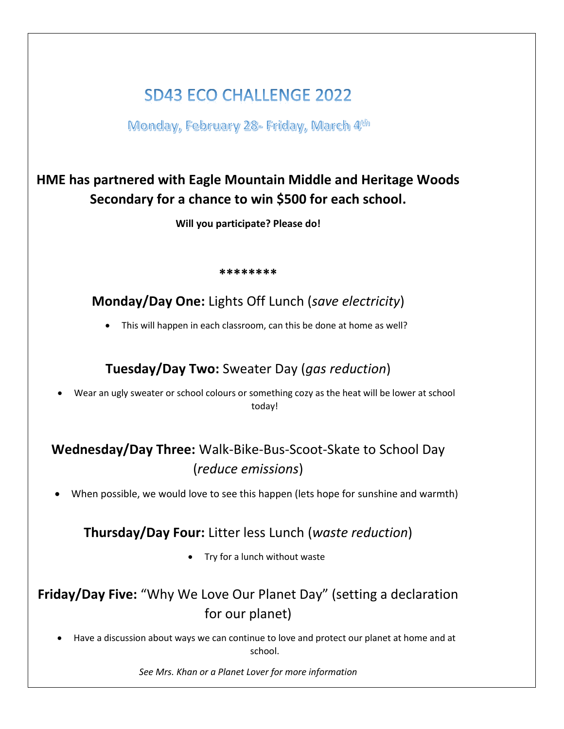# SD43 ECO CHALLENGE 2022

## Monday, February 28- Friday, March 4th

**HME has partnered with Eagle Mountain Middle and Heritage Woods Secondary for a chance to win $500 for each school.**

**Will you participate? Please do!**

**\*\*\*\*\*\*\*\***

### **Monday/Day One:** Lights Off Lunch (*save electricity*)

- This will happen in each classroom, can this be done at home as well?

### **Tuesday/Day Two:** Sweater Day (*gas reduction*)

- Wear an ugly sweater or school colours or something cozy as the heat will be lower at school today!

### **Wednesday/Day Three:** Walk-Bike-Bus-Scoot-Skate to School Day (*reduce emissions*)

- When possible, we would love to see this happen (lets hope for sunshine and warmth)

### **Thursday/Day Four:** Litter less Lunch (*waste reduction*)

- Try for a lunch without waste

### **Friday/Day Five:** "Why We Love Our Planet Day" (setting a declaration for our planet)

- Have a discussion about ways we can continue to love and protect our planet at home and at school.

*See Mrs. Khan or a Planet Lover for more information*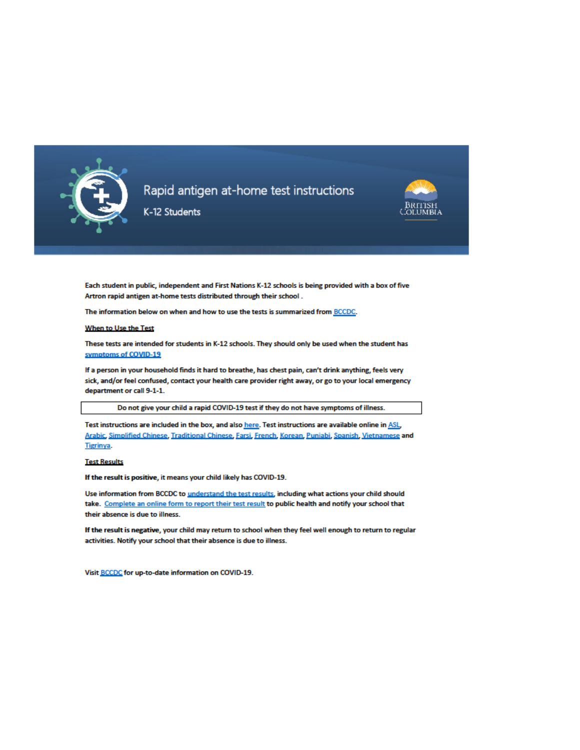# Rapid antigen at-home test instructions

## K-12 Students

BRITISH COLUMBIA

Each student in public, independent and First Nations K-12 schools is being provided with a box of five Artron rapid antigen at-home tests distributed through their school .

The information below on when and how to use the tests is summarized from BCCDC.

**When to Use the Test**

These tests are intended for students in K-12 schools. They should only be used when the student has **symptoms of COVID-19**

If a person in your household finds it hard to breathe, has chest pain, can't drink anything, feels very sick, and/or feel confused, contact your health care provider right away, or go to your local emergency department or call 9-1-1.

| Do not give your child a rapid COVID-19 test if they do not have symptoms of illness. |
|---|

Test instructions are included in the box, and also here. Test instructions are available online in ASL, Arabic, Simplified Chinese, Traditional Chinese, Farsi, French, Korean, Punjabi, Spanish, Vietnamese and Tigrinya.

**Test Results**

**If the result is positive**, it means your child likely has COVID-19.

Use information from BCCDC to understand the test results, including what actions your child should take. Complete an online form to report their test result to public health and notify your school that their absence is due to illness.

**If the result is negative**, your child may return to school when they feel well enough to return to regular activities. Notify your school that their absence is due to illness.

Visit BCCDC for up-to-date information on COVID-19.